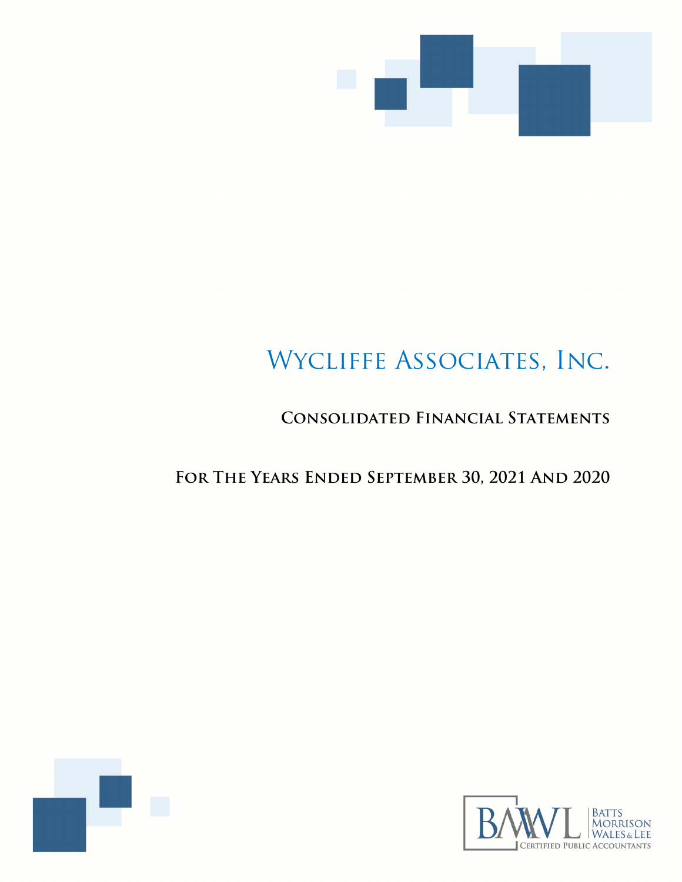# Wycliffe Associates, Inc.

## Consolidated Financial Statements

## For The Years Ended September 30, 2021 And 2020

BMWL Batts Morrison Wales & Lee Certified Public Accountants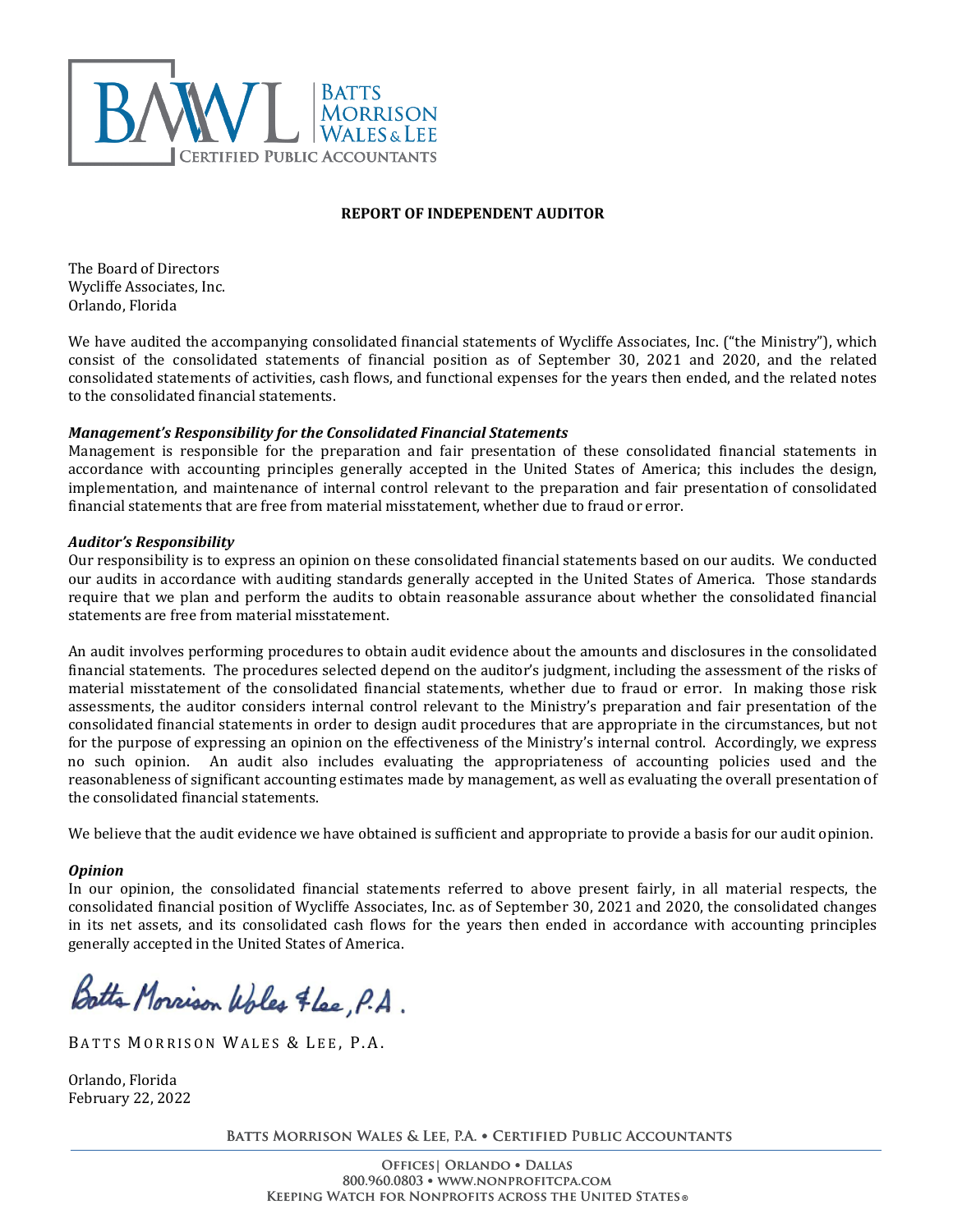BATTS MORRISON WALES & LEE
CERTIFIED PUBLIC ACCOUNTANTS

## REPORT OF INDEPENDENT AUDITOR

The Board of Directors
Wycliffe Associates, Inc.
Orlando, Florida

We have audited the accompanying consolidated financial statements of Wycliffe Associates, Inc. ("the Ministry"), which consist of the consolidated statements of financial position as of September 30, 2021 and 2020, and the related consolidated statements of activities, cash flows, and functional expenses for the years then ended, and the related notes to the consolidated financial statements.

***Management's Responsibility for the Consolidated Financial Statements***
Management is responsible for the preparation and fair presentation of these consolidated financial statements in accordance with accounting principles generally accepted in the United States of America; this includes the design, implementation, and maintenance of internal control relevant to the preparation and fair presentation of consolidated financial statements that are free from material misstatement, whether due to fraud or error.

***Auditor's Responsibility***
Our responsibility is to express an opinion on these consolidated financial statements based on our audits. We conducted our audits in accordance with auditing standards generally accepted in the United States of America. Those standards require that we plan and perform the audits to obtain reasonable assurance about whether the consolidated financial statements are free from material misstatement.

An audit involves performing procedures to obtain audit evidence about the amounts and disclosures in the consolidated financial statements. The procedures selected depend on the auditor's judgment, including the assessment of the risks of material misstatement of the consolidated financial statements, whether due to fraud or error. In making those risk assessments, the auditor considers internal control relevant to the Ministry's preparation and fair presentation of the consolidated financial statements in order to design audit procedures that are appropriate in the circumstances, but not for the purpose of expressing an opinion on the effectiveness of the Ministry's internal control. Accordingly, we express no such opinion. An audit also includes evaluating the appropriateness of accounting policies used and the reasonableness of significant accounting estimates made by management, as well as evaluating the overall presentation of the consolidated financial statements.

We believe that the audit evidence we have obtained is sufficient and appropriate to provide a basis for our audit opinion.

***Opinion***
In our opinion, the consolidated financial statements referred to above present fairly, in all material respects, the consolidated financial position of Wycliffe Associates, Inc. as of September 30, 2021 and 2020, the consolidated changes in its net assets, and its consolidated cash flows for the years then ended in accordance with accounting principles generally accepted in the United States of America.

Batts Morrison Wales & Lee, P.A.

BATTS MORRISON WALES & LEE, P.A.

Orlando, Florida
February 22, 2022

BATTS MORRISON WALES & LEE, P.A. • CERTIFIED PUBLIC ACCOUNTANTS

OFFICES| ORLANDO • DALLAS
800.960.0803 • WWW.NONPROFITCPA.COM
KEEPING WATCH FOR NONPROFITS ACROSS THE UNITED STATES®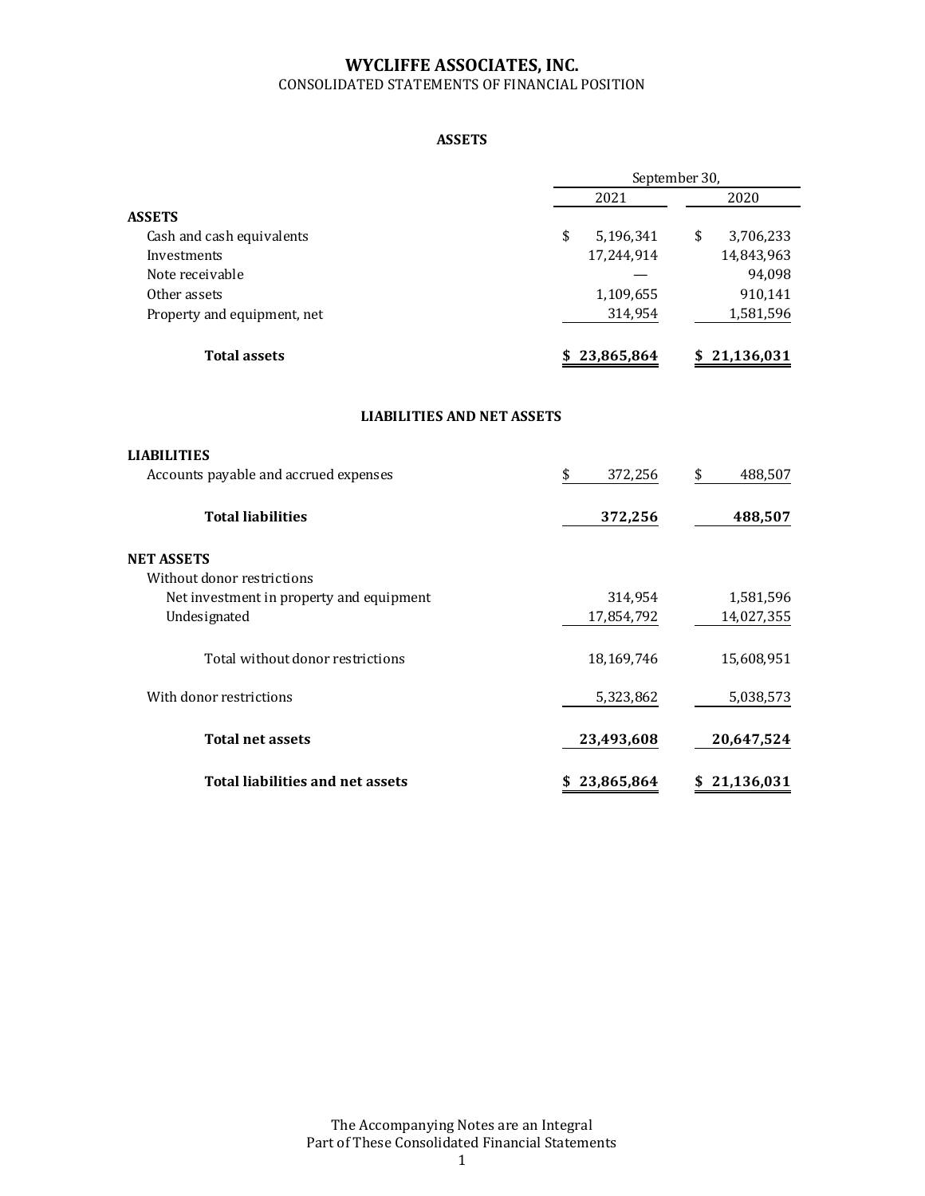# WYCLIFFE ASSOCIATES, INC.

CONSOLIDATED STATEMENTS OF FINANCIAL POSITION

## ASSETS

| | September 30, 2021 | September 30, 2020 |
|---|---|---|
| **ASSETS** | | |
| Cash and cash equivalents | $ 5,196,341 | $ 3,706,233 |
| Investments | 17,244,914 | 14,843,963 |
| Note receivable | — | 94,098 |
| Other assets | 1,109,655 | 910,141 |
| Property and equipment, net | 314,954 | 1,581,596 |
| **Total assets** | **$ 23,865,864** | **$ 21,136,031** |

## LIABILITIES AND NET ASSETS

| | September 30, 2021 | September 30, 2020 |
|---|---|---|
| **LIABILITIES** | | |
| Accounts payable and accrued expenses | $ 372,256 | $ 488,507 |
| **Total liabilities** | **372,256** | **488,507** |
| **NET ASSETS** | | |
| Without donor restrictions | | |
| Net investment in property and equipment | 314,954 | 1,581,596 |
| Undesignated | 17,854,792 | 14,027,355 |
| Total without donor restrictions | 18,169,746 | 15,608,951 |
| With donor restrictions | 5,323,862 | 5,038,573 |
| **Total net assets** | **23,493,608** | **20,647,524** |
| **Total liabilities and net assets** | **$ 23,865,864** | **$ 21,136,031** |

The Accompanying Notes are an Integral Part of These Consolidated Financial Statements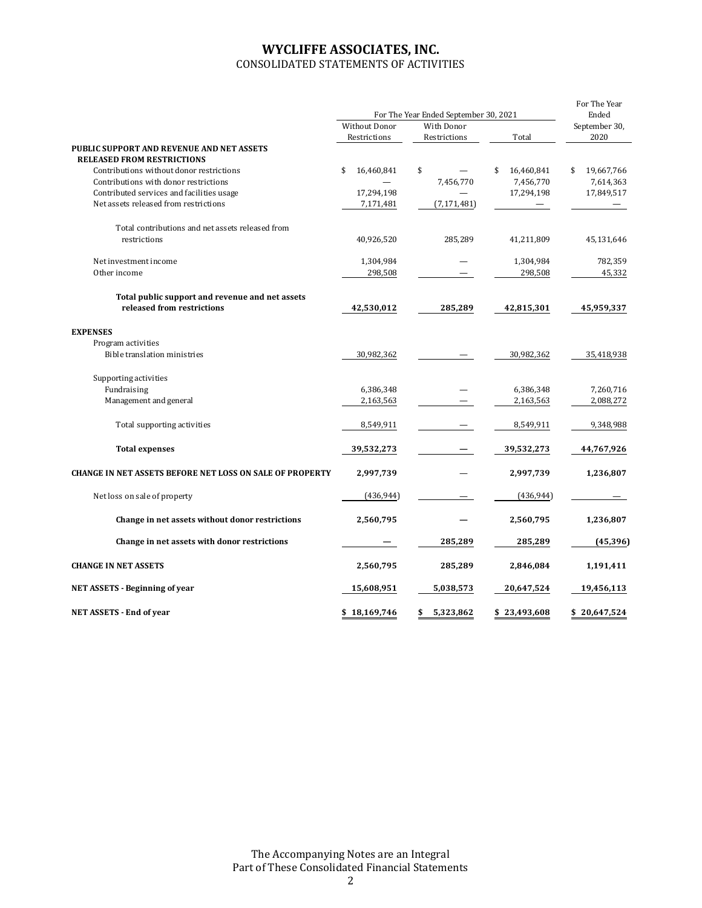# WYCLIFFE ASSOCIATES, INC.

CONSOLIDATED STATEMENTS OF ACTIVITIES

| | For The Year Ended September 30, 2021 | | | For The Year Ended September 30, 2020 |
|---|---|---|---|---|
| | Without Donor Restrictions | With Donor Restrictions | Total | |
| **PUBLIC SUPPORT AND REVENUE AND NET ASSETS RELEASED FROM RESTRICTIONS** | | | | |
| Contributions without donor restrictions | $ 16,460,841 | $ — | $ 16,460,841 | $ 19,667,766 |
| Contributions with donor restrictions | — | 7,456,770 | 7,456,770 | 7,614,363 |
| Contributed services and facilities usage | 17,294,198 | — | 17,294,198 | 17,849,517 |
| Net assets released from restrictions | 7,171,481 | (7,171,481) | — | — |
| Total contributions and net assets released from restrictions | 40,926,520 | 285,289 | 41,211,809 | 45,131,646 |
| Net investment income | 1,304,984 | — | 1,304,984 | 782,359 |
| Other income | 298,508 | — | 298,508 | 45,332 |
| **Total public support and revenue and net assets released from restrictions** | **42,530,012** | **285,289** | **42,815,301** | **45,959,337** |
| **EXPENSES** | | | | |
| Program activities | | | | |
| Bible translation ministries | 30,982,362 | — | 30,982,362 | 35,418,938 |
| Supporting activities | | | | |
| Fundraising | 6,386,348 | — | 6,386,348 | 7,260,716 |
| Management and general | 2,163,563 | — | 2,163,563 | 2,088,272 |
| Total supporting activities | 8,549,911 | — | 8,549,911 | 9,348,988 |
| **Total expenses** | **39,532,273** | **—** | **39,532,273** | **44,767,926** |
| **CHANGE IN NET ASSETS BEFORE NET LOSS ON SALE OF PROPERTY** | **2,997,739** | — | **2,997,739** | **1,236,807** |
| Net loss on sale of property | (436,944) | — | (436,944) | — |
| **Change in net assets without donor restrictions** | **2,560,795** | **—** | **2,560,795** | **1,236,807** |
| **Change in net assets with donor restrictions** | **—** | **285,289** | **285,289** | **(45,396)** |
| **CHANGE IN NET ASSETS** | **2,560,795** | **285,289** | **2,846,084** | **1,191,411** |
| **NET ASSETS - Beginning of year** | **15,608,951** | **5,038,573** | **20,647,524** | **19,456,113** |
| **NET ASSETS - End of year** | **$ 18,169,746** | **$ 5,323,862** | **$ 23,493,608** | **$ 20,647,524** |

The Accompanying Notes are an Integral Part of These Consolidated Financial Statements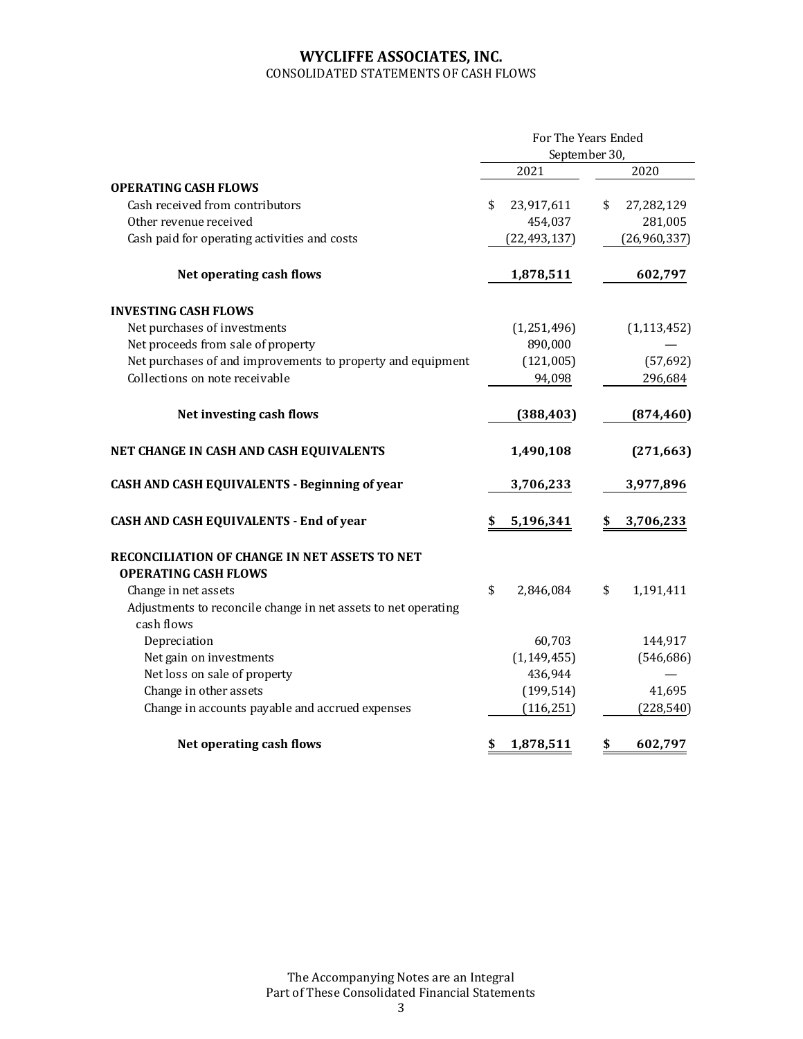# WYCLIFFE ASSOCIATES, INC.

CONSOLIDATED STATEMENTS OF CASH FLOWS

| | For The Years Ended September 30, | |
|---|---|---|
| | 2021 | 2020 |
| **OPERATING CASH FLOWS** | | |
| Cash received from contributors | $ 23,917,611 | $ 27,282,129 |
| Other revenue received | 454,037 | 281,005 |
| Cash paid for operating activities and costs | (22,493,137) | (26,960,337) |
| **Net operating cash flows** | **1,878,511** | **602,797** |
| **INVESTING CASH FLOWS** | | |
| Net purchases of investments | (1,251,496) | (1,113,452) |
| Net proceeds from sale of property | 890,000 | — |
| Net purchases of and improvements to property and equipment | (121,005) | (57,692) |
| Collections on note receivable | 94,098 | 296,684 |
| **Net investing cash flows** | **(388,403)** | **(874,460)** |
| **NET CHANGE IN CASH AND CASH EQUIVALENTS** | **1,490,108** | **(271,663)** |
| **CASH AND CASH EQUIVALENTS - Beginning of year** | **3,706,233** | **3,977,896** |
| **CASH AND CASH EQUIVALENTS - End of year** | **$ 5,196,341** | **$ 3,706,233** |
| **RECONCILIATION OF CHANGE IN NET ASSETS TO NET OPERATING CASH FLOWS** | | |
| Change in net assets | $ 2,846,084 | $ 1,191,411 |
| Adjustments to reconcile change in net assets to net operating cash flows | | |
| Depreciation | 60,703 | 144,917 |
| Net gain on investments | (1,149,455) | (546,686) |
| Net loss on sale of property | 436,944 | — |
| Change in other assets | (199,514) | 41,695 |
| Change in accounts payable and accrued expenses | (116,251) | (228,540) |
| **Net operating cash flows** | **$ 1,878,511** | **$ 602,797** |

The Accompanying Notes are an Integral Part of These Consolidated Financial Statements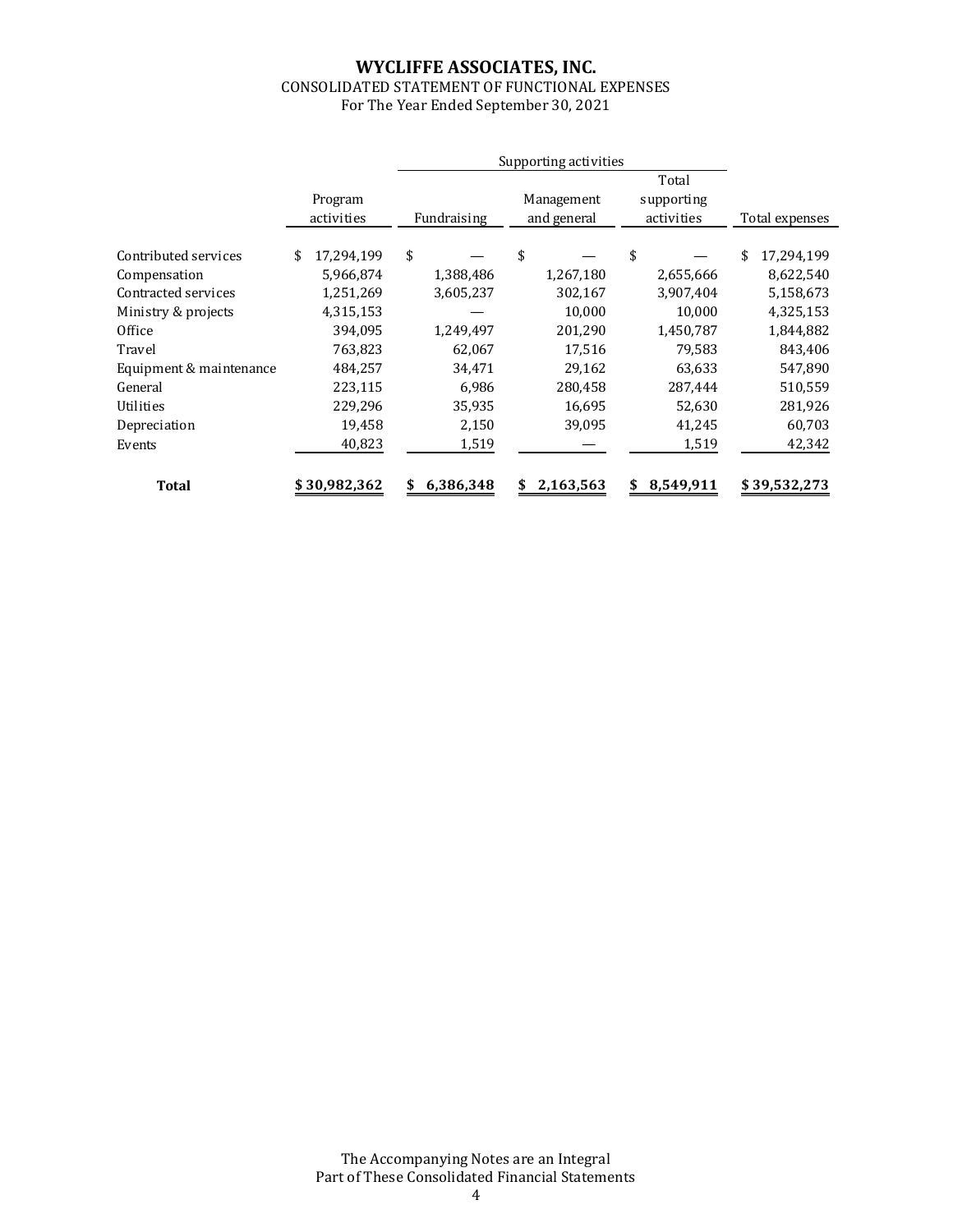# WYCLIFFE ASSOCIATES, INC.

CONSOLIDATED STATEMENT OF FUNCTIONAL EXPENSES

For The Year Ended September 30, 2021

| | Program activities | Supporting activities | | | Total expenses |
|---|---|---|---|---|---|
| | | Fundraising | Management and general | Total supporting activities | |
| Contributed services | $ 17,294,199 | $ — | $ — | $ — | $ 17,294,199 |
| Compensation | 5,966,874 | 1,388,486 | 1,267,180 | 2,655,666 | 8,622,540 |
| Contracted services | 1,251,269 | 3,605,237 | 302,167 | 3,907,404 | 5,158,673 |
| Ministry & projects | 4,315,153 | — | 10,000 | 10,000 | 4,325,153 |
| Office | 394,095 | 1,249,497 | 201,290 | 1,450,787 | 1,844,882 |
| Travel | 763,823 | 62,067 | 17,516 | 79,583 | 843,406 |
| Equipment & maintenance | 484,257 | 34,471 | 29,162 | 63,633 | 547,890 |
| General | 223,115 | 6,986 | 280,458 | 287,444 | 510,559 |
| Utilities | 229,296 | 35,935 | 16,695 | 52,630 | 281,926 |
| Depreciation | 19,458 | 2,150 | 39,095 | 41,245 | 60,703 |
| Events | 40,823 | 1,519 | — | 1,519 | 42,342 |
| **Total** | **$ 30,982,362** | **$ 6,386,348** | **$ 2,163,563** | **$ 8,549,911** | **$ 39,532,273** |

The Accompanying Notes are an Integral Part of These Consolidated Financial Statements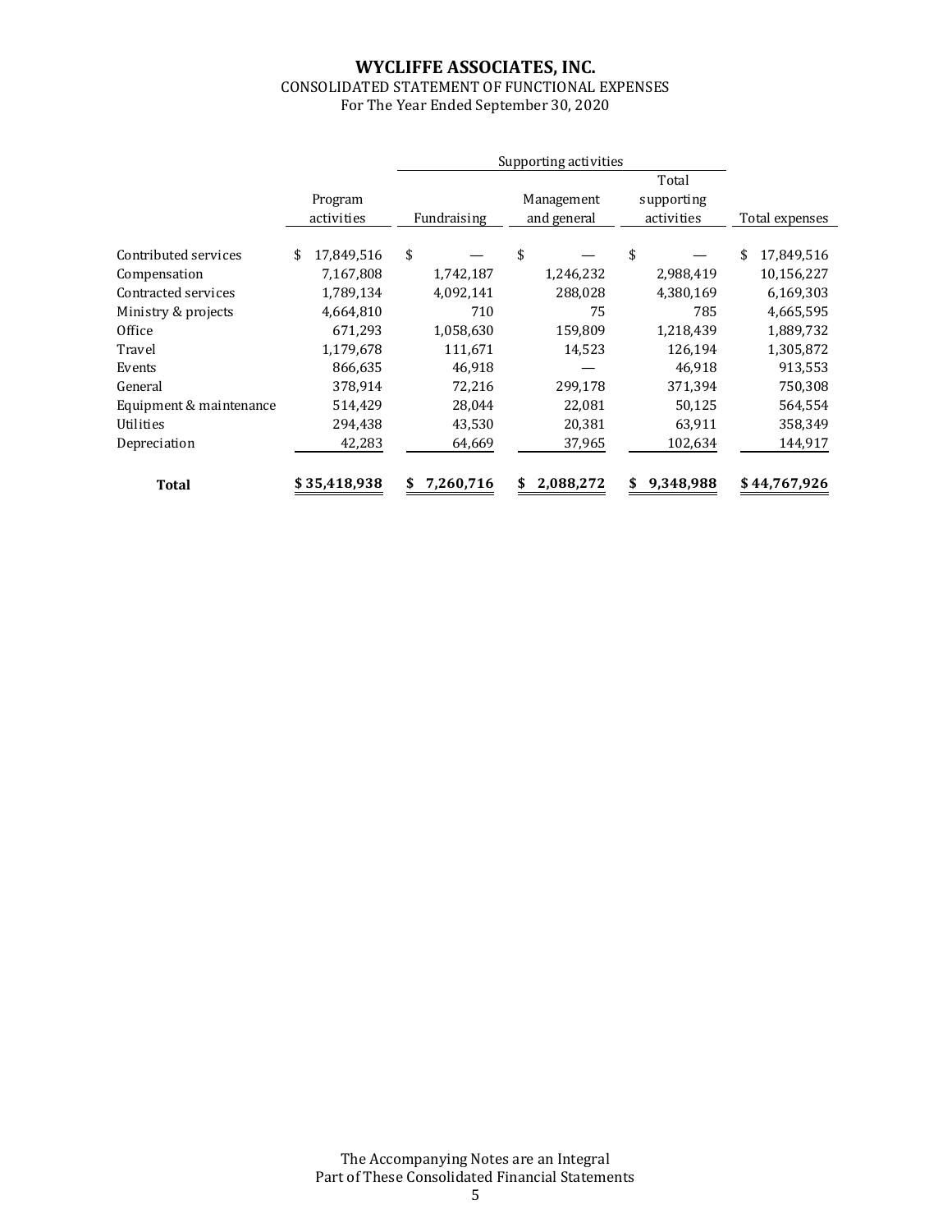# WYCLIFFE ASSOCIATES, INC.

CONSOLIDATED STATEMENT OF FUNCTIONAL EXPENSES

For The Year Ended September 30, 2020

| | Program activities | Supporting activities | | | Total expenses |
|---|---|---|---|---|---|
| | | Fundraising | Management and general | Total supporting activities | |
| Contributed services | $ 17,849,516 | $ — | $ — | $ — | $ 17,849,516 |
| Compensation | 7,167,808 | 1,742,187 | 1,246,232 | 2,988,419 | 10,156,227 |
| Contracted services | 1,789,134 | 4,092,141 | 288,028 | 4,380,169 | 6,169,303 |
| Ministry & projects | 4,664,810 | 710 | 75 | 785 | 4,665,595 |
| Office | 671,293 | 1,058,630 | 159,809 | 1,218,439 | 1,889,732 |
| Travel | 1,179,678 | 111,671 | 14,523 | 126,194 | 1,305,872 |
| Events | 866,635 | 46,918 | — | 46,918 | 913,553 |
| General | 378,914 | 72,216 | 299,178 | 371,394 | 750,308 |
| Equipment & maintenance | 514,429 | 28,044 | 22,081 | 50,125 | 564,554 |
| Utilities | 294,438 | 43,530 | 20,381 | 63,911 | 358,349 |
| Depreciation | 42,283 | 64,669 | 37,965 | 102,634 | 144,917 |
| **Total** | **$ 35,418,938** | **$ 7,260,716** | **$ 2,088,272** | **$ 9,348,988** | **$ 44,767,926** |

The Accompanying Notes are an Integral Part of These Consolidated Financial Statements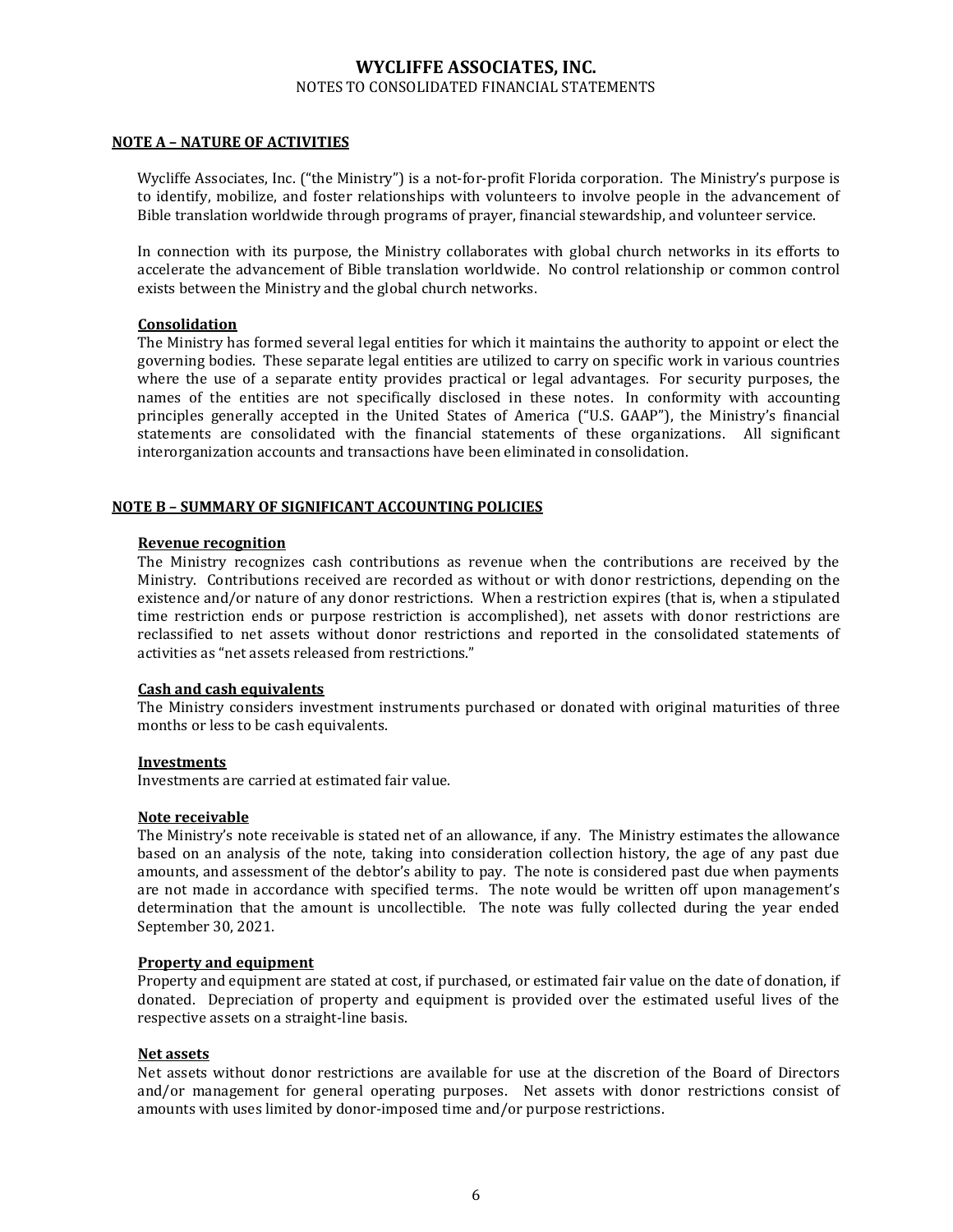# WYCLIFFE ASSOCIATES, INC.

NOTES TO CONSOLIDATED FINANCIAL STATEMENTS

## NOTE A – NATURE OF ACTIVITIES

Wycliffe Associates, Inc. ("the Ministry") is a not-for-profit Florida corporation. The Ministry's purpose is to identify, mobilize, and foster relationships with volunteers to involve people in the advancement of Bible translation worldwide through programs of prayer, financial stewardship, and volunteer service.

In connection with its purpose, the Ministry collaborates with global church networks in its efforts to accelerate the advancement of Bible translation worldwide. No control relationship or common control exists between the Ministry and the global church networks.

### Consolidation

The Ministry has formed several legal entities for which it maintains the authority to appoint or elect the governing bodies. These separate legal entities are utilized to carry on specific work in various countries where the use of a separate entity provides practical or legal advantages. For security purposes, the names of the entities are not specifically disclosed in these notes. In conformity with accounting principles generally accepted in the United States of America ("U.S. GAAP"), the Ministry's financial statements are consolidated with the financial statements of these organizations. All significant interorganization accounts and transactions have been eliminated in consolidation.

## NOTE B – SUMMARY OF SIGNIFICANT ACCOUNTING POLICIES

### Revenue recognition

The Ministry recognizes cash contributions as revenue when the contributions are received by the Ministry. Contributions received are recorded as without or with donor restrictions, depending on the existence and/or nature of any donor restrictions. When a restriction expires (that is, when a stipulated time restriction ends or purpose restriction is accomplished), net assets with donor restrictions are reclassified to net assets without donor restrictions and reported in the consolidated statements of activities as "net assets released from restrictions."

### Cash and cash equivalents

The Ministry considers investment instruments purchased or donated with original maturities of three months or less to be cash equivalents.

### Investments

Investments are carried at estimated fair value.

### Note receivable

The Ministry's note receivable is stated net of an allowance, if any. The Ministry estimates the allowance based on an analysis of the note, taking into consideration collection history, the age of any past due amounts, and assessment of the debtor's ability to pay. The note is considered past due when payments are not made in accordance with specified terms. The note would be written off upon management's determination that the amount is uncollectible. The note was fully collected during the year ended September 30, 2021.

### Property and equipment

Property and equipment are stated at cost, if purchased, or estimated fair value on the date of donation, if donated. Depreciation of property and equipment is provided over the estimated useful lives of the respective assets on a straight-line basis.

### Net assets

Net assets without donor restrictions are available for use at the discretion of the Board of Directors and/or management for general operating purposes. Net assets with donor restrictions consist of amounts with uses limited by donor-imposed time and/or purpose restrictions.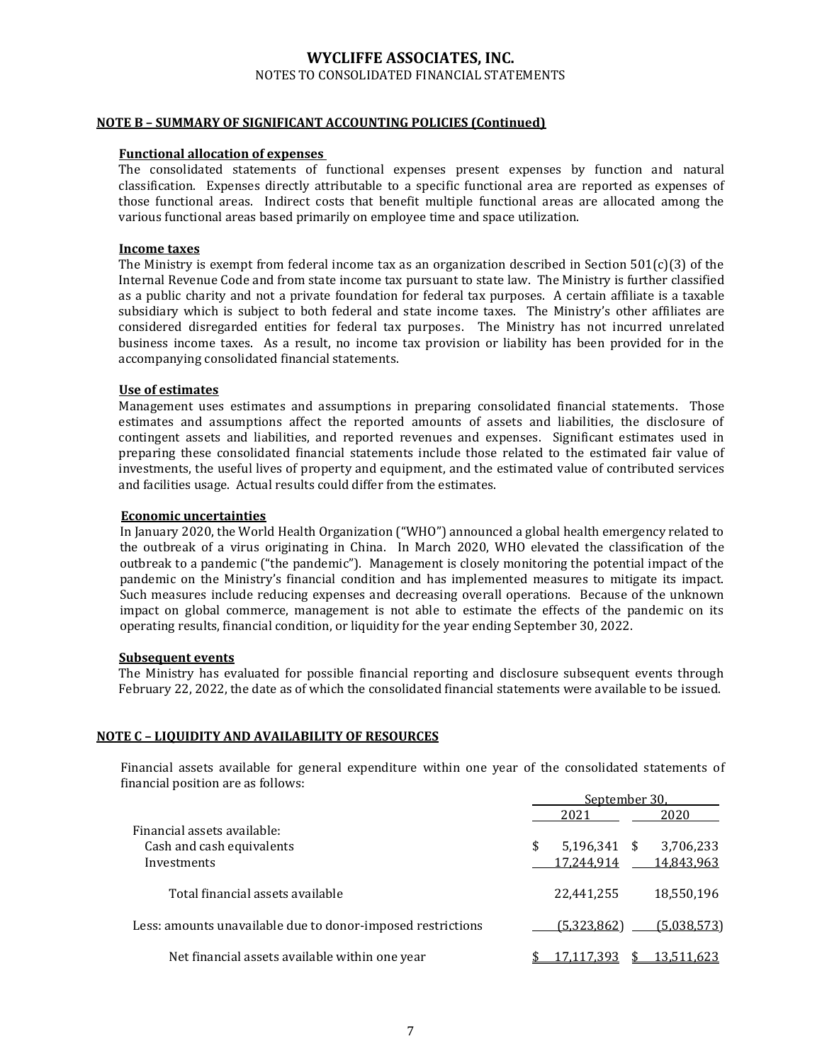# WYCLIFFE ASSOCIATES, INC.

NOTES TO CONSOLIDATED FINANCIAL STATEMENTS

## NOTE B – SUMMARY OF SIGNIFICANT ACCOUNTING POLICIES (Continued)

### Functional allocation of expenses

The consolidated statements of functional expenses present expenses by function and natural classification. Expenses directly attributable to a specific functional area are reported as expenses of those functional areas. Indirect costs that benefit multiple functional areas are allocated among the various functional areas based primarily on employee time and space utilization.

### Income taxes

The Ministry is exempt from federal income tax as an organization described in Section 501(c)(3) of the Internal Revenue Code and from state income tax pursuant to state law. The Ministry is further classified as a public charity and not a private foundation for federal tax purposes. A certain affiliate is a taxable subsidiary which is subject to both federal and state income taxes. The Ministry's other affiliates are considered disregarded entities for federal tax purposes. The Ministry has not incurred unrelated business income taxes. As a result, no income tax provision or liability has been provided for in the accompanying consolidated financial statements.

### Use of estimates

Management uses estimates and assumptions in preparing consolidated financial statements. Those estimates and assumptions affect the reported amounts of assets and liabilities, the disclosure of contingent assets and liabilities, and reported revenues and expenses. Significant estimates used in preparing these consolidated financial statements include those related to the estimated fair value of investments, the useful lives of property and equipment, and the estimated value of contributed services and facilities usage. Actual results could differ from the estimates.

### Economic uncertainties

In January 2020, the World Health Organization ("WHO") announced a global health emergency related to the outbreak of a virus originating in China. In March 2020, WHO elevated the classification of the outbreak to a pandemic ("the pandemic"). Management is closely monitoring the potential impact of the pandemic on the Ministry's financial condition and has implemented measures to mitigate its impact. Such measures include reducing expenses and decreasing overall operations. Because of the unknown impact on global commerce, management is not able to estimate the effects of the pandemic on its operating results, financial condition, or liquidity for the year ending September 30, 2022.

### Subsequent events

The Ministry has evaluated for possible financial reporting and disclosure subsequent events through February 22, 2022, the date as of which the consolidated financial statements were available to be issued.

## NOTE C – LIQUIDITY AND AVAILABILITY OF RESOURCES

Financial assets available for general expenditure within one year of the consolidated statements of financial position are as follows:

| | September 30, | |
|---|---|---|
| | 2021 | 2020 |
| Financial assets available: | | |
| Cash and cash equivalents | $ 5,196,341 | $ 3,706,233 |
| Investments | 17,244,914 | 14,843,963 |
| Total financial assets available | 22,441,255 | 18,550,196 |
| Less: amounts unavailable due to donor-imposed restrictions | (5,323,862) | (5,038,573) |
| Net financial assets available within one year | $ 17,117,393 | $ 13,511,623 |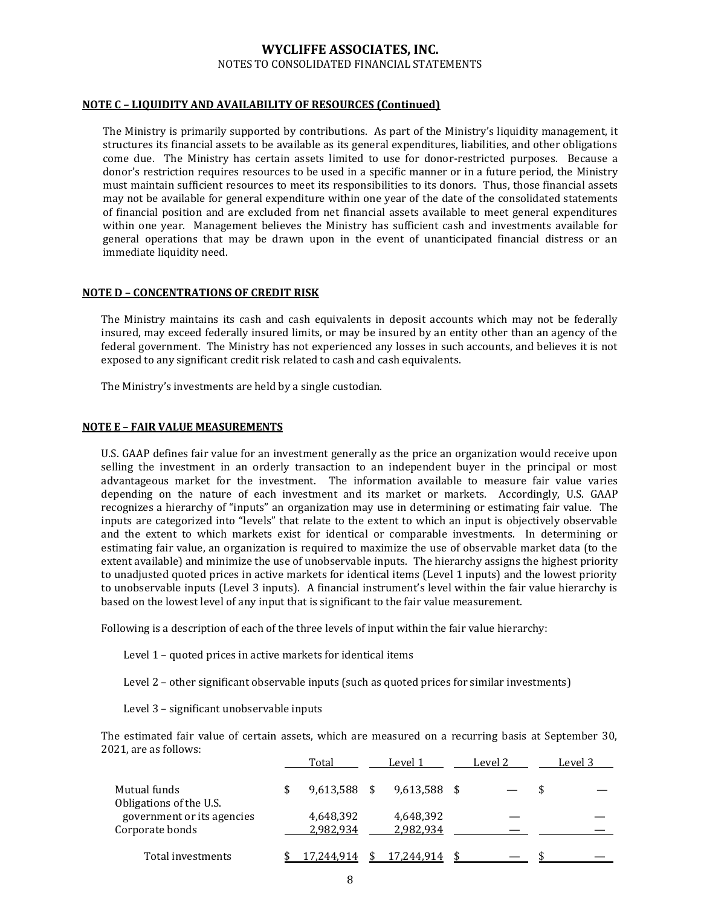# WYCLIFFE ASSOCIATES, INC.

NOTES TO CONSOLIDATED FINANCIAL STATEMENTS

**NOTE C – LIQUIDITY AND AVAILABILITY OF RESOURCES (Continued)**

The Ministry is primarily supported by contributions. As part of the Ministry's liquidity management, it structures its financial assets to be available as its general expenditures, liabilities, and other obligations come due. The Ministry has certain assets limited to use for donor-restricted purposes. Because a donor's restriction requires resources to be used in a specific manner or in a future period, the Ministry must maintain sufficient resources to meet its responsibilities to its donors. Thus, those financial assets may not be available for general expenditure within one year of the date of the consolidated statements of financial position and are excluded from net financial assets available to meet general expenditures within one year. Management believes the Ministry has sufficient cash and investments available for general operations that may be drawn upon in the event of unanticipated financial distress or an immediate liquidity need.

**NOTE D – CONCENTRATIONS OF CREDIT RISK**

The Ministry maintains its cash and cash equivalents in deposit accounts which may not be federally insured, may exceed federally insured limits, or may be insured by an entity other than an agency of the federal government. The Ministry has not experienced any losses in such accounts, and believes it is not exposed to any significant credit risk related to cash and cash equivalents.

The Ministry's investments are held by a single custodian.

**NOTE E – FAIR VALUE MEASUREMENTS**

U.S. GAAP defines fair value for an investment generally as the price an organization would receive upon selling the investment in an orderly transaction to an independent buyer in the principal or most advantageous market for the investment. The information available to measure fair value varies depending on the nature of each investment and its market or markets. Accordingly, U.S. GAAP recognizes a hierarchy of "inputs" an organization may use in determining or estimating fair value. The inputs are categorized into "levels" that relate to the extent to which an input is objectively observable and the extent to which markets exist for identical or comparable investments. In determining or estimating fair value, an organization is required to maximize the use of observable market data (to the extent available) and minimize the use of unobservable inputs. The hierarchy assigns the highest priority to unadjusted quoted prices in active markets for identical items (Level 1 inputs) and the lowest priority to unobservable inputs (Level 3 inputs). A financial instrument's level within the fair value hierarchy is based on the lowest level of any input that is significant to the fair value measurement.

Following is a description of each of the three levels of input within the fair value hierarchy:

Level 1 – quoted prices in active markets for identical items

Level 2 – other significant observable inputs (such as quoted prices for similar investments)

Level 3 – significant unobservable inputs

The estimated fair value of certain assets, which are measured on a recurring basis at September 30, 2021, are as follows:

| | Total | Level 1 | Level 2 | Level 3 |
|---|---|---|---|---|
| Mutual funds | $ 9,613,588 | $ 9,613,588 | $ — | $ — |
| Obligations of the U.S. government or its agencies | 4,648,392 | 4,648,392 | — | — |
| Corporate bonds | 2,982,934 | 2,982,934 | — | — |
| Total investments | $ 17,244,914 | $ 17,244,914 | $ — | $ — |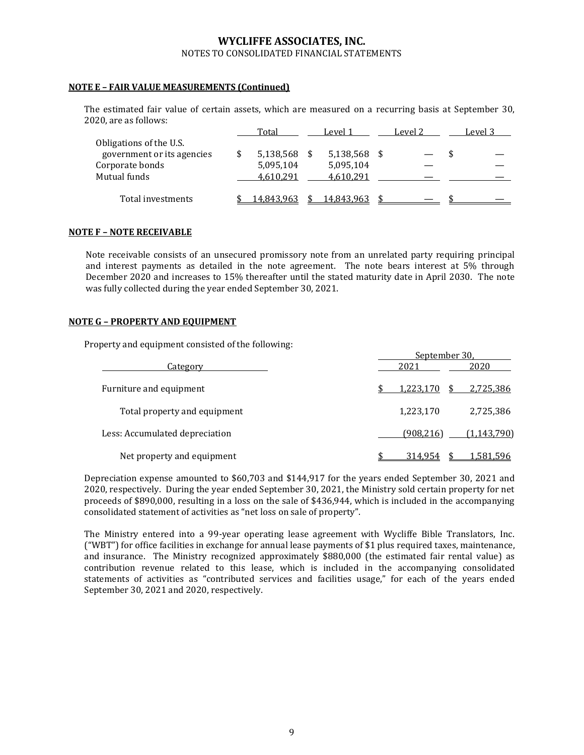## NOTE E – FAIR VALUE MEASUREMENTS (Continued)

The estimated fair value of certain assets, which are measured on a recurring basis at September 30, 2020, are as follows:

| | Total | Level 1 | Level 2 | Level 3 |
|---|---|---|---|---|
| Obligations of the U.S. government or its agencies | $ 5,138,568 | $ 5,138,568 | $ — | $ — |
| Corporate bonds | 5,095,104 | 5,095,104 | — | — |
| Mutual funds | 4,610,291 | 4,610,291 | — | — |
| Total investments | $ 14,843,963 | $ 14,843,963 | $ — | $ — |

## NOTE F – NOTE RECEIVABLE

Note receivable consists of an unsecured promissory note from an unrelated party requiring principal and interest payments as detailed in the note agreement. The note bears interest at 5% through December 2020 and increases to 15% thereafter until the stated maturity date in April 2030. The note was fully collected during the year ended September 30, 2021.

## NOTE G – PROPERTY AND EQUIPMENT

Property and equipment consisted of the following:

| Category | September 30, 2021 | September 30, 2020 |
|---|---|---|
| Furniture and equipment | $ 1,223,170 | $ 2,725,386 |
| Total property and equipment | 1,223,170 | 2,725,386 |
| Less: Accumulated depreciation | (908,216) | (1,143,790) |
| Net property and equipment | $ 314,954 | $ 1,581,596 |

Depreciation expense amounted to $60,703 and $144,917 for the years ended September 30, 2021 and 2020, respectively. During the year ended September 30, 2021, the Ministry sold certain property for net proceeds of $890,000, resulting in a loss on the sale of $436,944, which is included in the accompanying consolidated statement of activities as "net loss on sale of property".

The Ministry entered into a 99-year operating lease agreement with Wycliffe Bible Translators, Inc. ("WBT") for office facilities in exchange for annual lease payments of $1 plus required taxes, maintenance, and insurance. The Ministry recognized approximately $880,000 (the estimated fair rental value) as contribution revenue related to this lease, which is included in the accompanying consolidated statements of activities as "contributed services and facilities usage," for each of the years ended September 30, 2021 and 2020, respectively.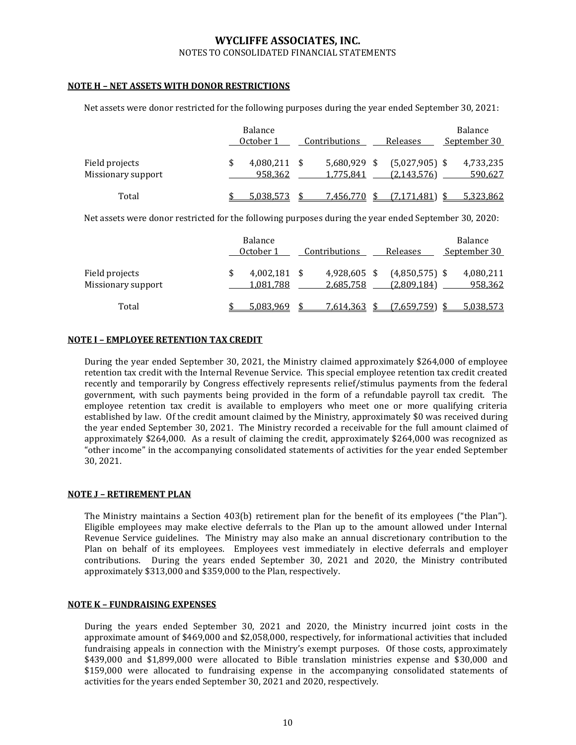# WYCLIFFE ASSOCIATES, INC.

NOTES TO CONSOLIDATED FINANCIAL STATEMENTS

## NOTE H – NET ASSETS WITH DONOR RESTRICTIONS

Net assets were donor restricted for the following purposes during the year ended September 30, 2021:

| | Balance October 1 | Contributions | Releases | Balance September 30 |
|---|---|---|---|---|
| Field projects | $ 4,080,211 | $ 5,680,929 | $ (5,027,905) | $ 4,733,235 |
| Missionary support | 958,362 | 1,775,841 | (2,143,576) | 590,627 |
| Total | $ 5,038,573 | $ 7,456,770 | $ (7,171,481) | $ 5,323,862 |

Net assets were donor restricted for the following purposes during the year ended September 30, 2020:

| | Balance October 1 | Contributions | Releases | Balance September 30 |
|---|---|---|---|---|
| Field projects | $ 4,002,181 | $ 4,928,605 | $ (4,850,575) | $ 4,080,211 |
| Missionary support | 1,081,788 | 2,685,758 | (2,809,184) | 958,362 |
| Total | $ 5,083,969 | $ 7,614,363 | $ (7,659,759) | $ 5,038,573 |

## NOTE I – EMPLOYEE RETENTION TAX CREDIT

During the year ended September 30, 2021, the Ministry claimed approximately $264,000 of employee retention tax credit with the Internal Revenue Service. This special employee retention tax credit created recently and temporarily by Congress effectively represents relief/stimulus payments from the federal government, with such payments being provided in the form of a refundable payroll tax credit. The employee retention tax credit is available to employers who meet one or more qualifying criteria established by law. Of the credit amount claimed by the Ministry, approximately $0 was received during the year ended September 30, 2021. The Ministry recorded a receivable for the full amount claimed of approximately $264,000. As a result of claiming the credit, approximately $264,000 was recognized as "other income" in the accompanying consolidated statements of activities for the year ended September 30, 2021.

## NOTE J – RETIREMENT PLAN

The Ministry maintains a Section 403(b) retirement plan for the benefit of its employees ("the Plan"). Eligible employees may make elective deferrals to the Plan up to the amount allowed under Internal Revenue Service guidelines. The Ministry may also make an annual discretionary contribution to the Plan on behalf of its employees. Employees vest immediately in elective deferrals and employer contributions. During the years ended September 30, 2021 and 2020, the Ministry contributed approximately $313,000 and $359,000 to the Plan, respectively.

## NOTE K – FUNDRAISING EXPENSES

During the years ended September 30, 2021 and 2020, the Ministry incurred joint costs in the approximate amount of $469,000 and $2,058,000, respectively, for informational activities that included fundraising appeals in connection with the Ministry's exempt purposes. Of those costs, approximately $439,000 and $1,899,000 were allocated to Bible translation ministries expense and $30,000 and $159,000 were allocated to fundraising expense in the accompanying consolidated statements of activities for the years ended September 30, 2021 and 2020, respectively.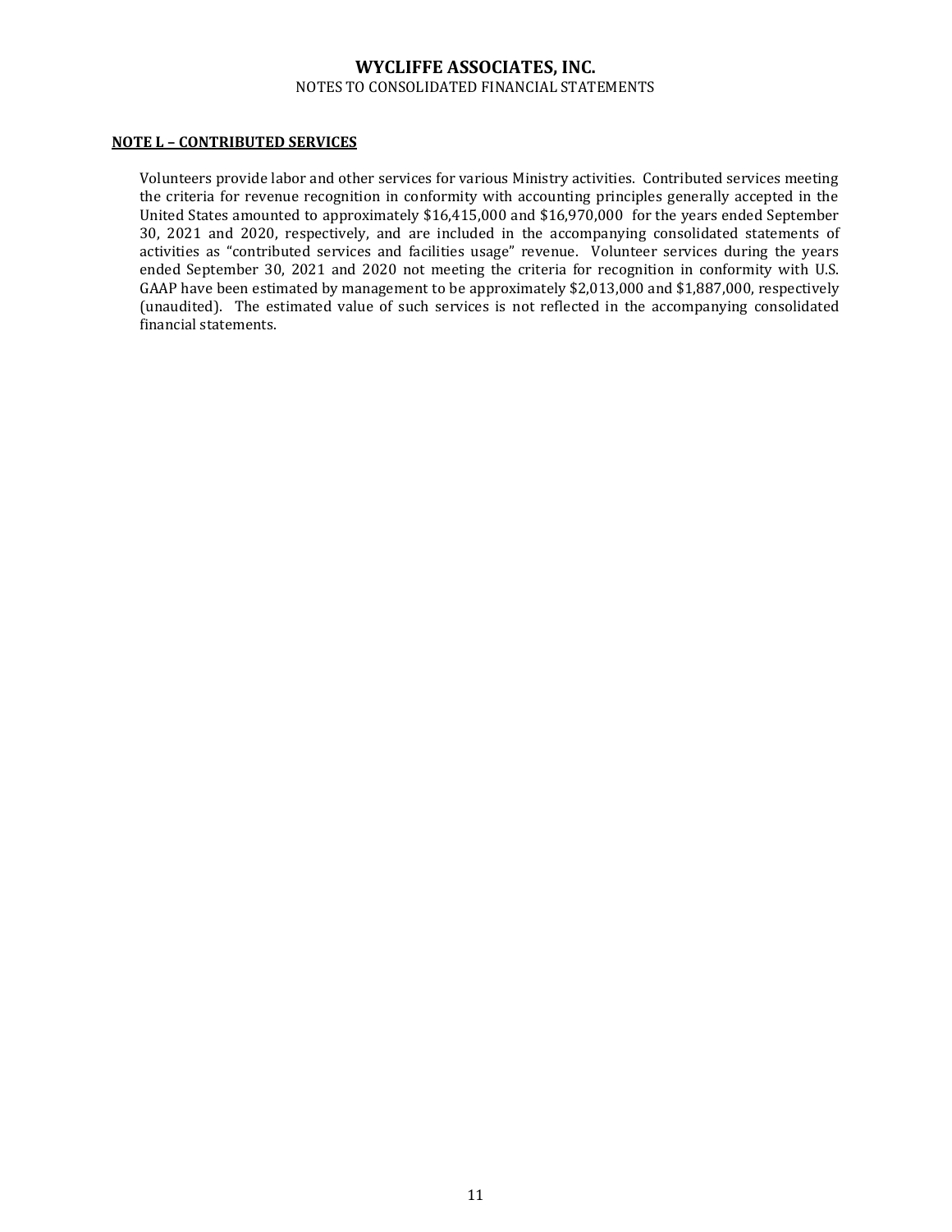**NOTE L – CONTRIBUTED SERVICES**

Volunteers provide labor and other services for various Ministry activities. Contributed services meeting the criteria for revenue recognition in conformity with accounting principles generally accepted in the United States amounted to approximately $16,415,000 and $16,970,000 for the years ended September 30, 2021 and 2020, respectively, and are included in the accompanying consolidated statements of activities as "contributed services and facilities usage" revenue. Volunteer services during the years ended September 30, 2021 and 2020 not meeting the criteria for recognition in conformity with U.S. GAAP have been estimated by management to be approximately $2,013,000 and $1,887,000, respectively (unaudited). The estimated value of such services is not reflected in the accompanying consolidated financial statements.